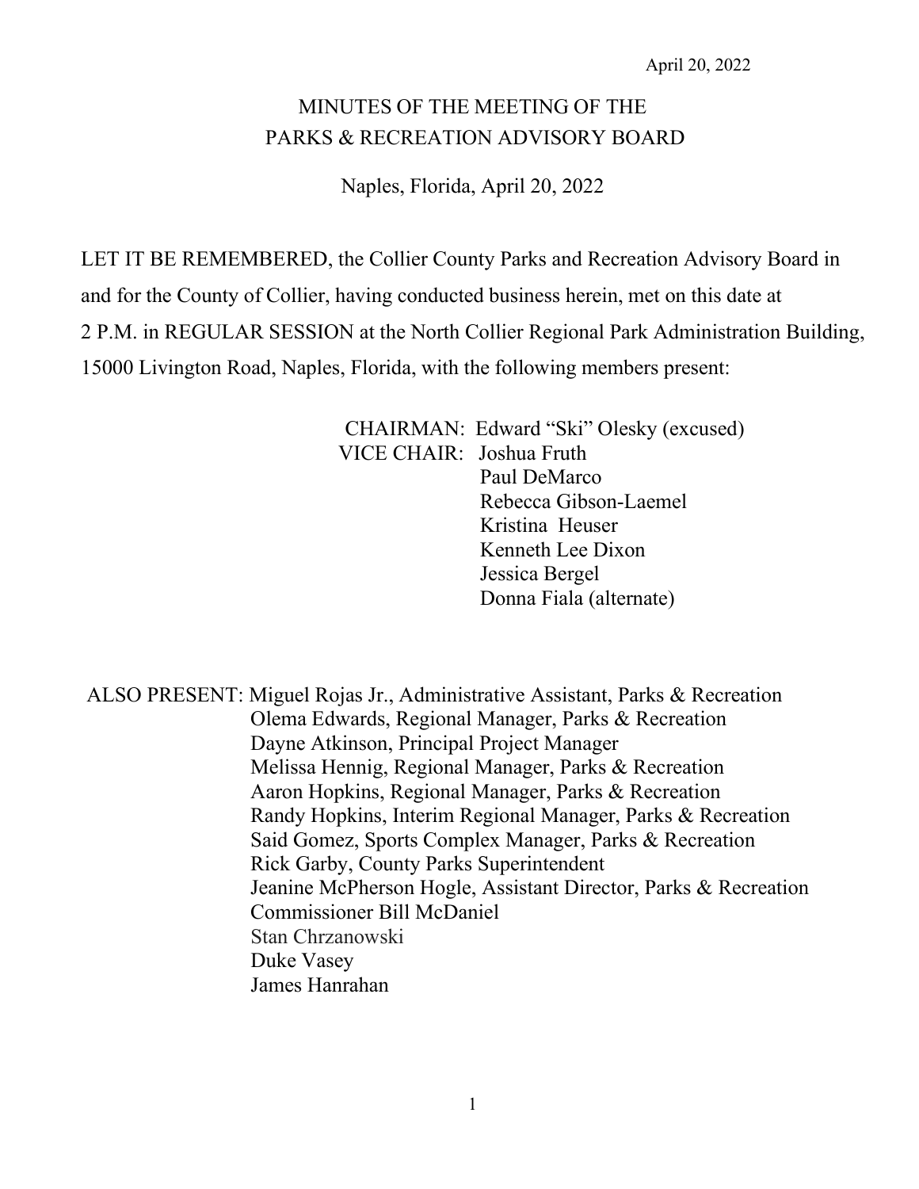April 20, 2022

# MINUTES OF THE MEETING OF THE PARKS & RECREATION ADVISORY BOARD

Naples, Florida, April 20, 2022

LET IT BE REMEMBERED, the Collier County Parks and Recreation Advisory Board in and for the County of Collier, having conducted business herein, met on this date at 2 P.M. in REGULAR SESSION at the North Collier Regional Park Administration Building, 15000 Livington Road, Naples, Florida, with the following members present:

CHAIRMAN: Edward "Ski" Olesky (excused)
VICE CHAIR: Joshua Fruth
Paul DeMarco
Rebecca Gibson-Laemel
Kristina Heuser
Kenneth Lee Dixon
Jessica Bergel
Donna Fiala (alternate)

ALSO PRESENT: Miguel Rojas Jr., Administrative Assistant, Parks & Recreation
Olema Edwards, Regional Manager, Parks & Recreation
Dayne Atkinson, Principal Project Manager
Melissa Hennig, Regional Manager, Parks & Recreation
Aaron Hopkins, Regional Manager, Parks & Recreation
Randy Hopkins, Interim Regional Manager, Parks & Recreation
Said Gomez, Sports Complex Manager, Parks & Recreation
Rick Garby, County Parks Superintendent
Jeanine McPherson Hogle, Assistant Director, Parks & Recreation
Commissioner Bill McDaniel
Stan Chrzanowski
Duke Vasey
James Hanrahan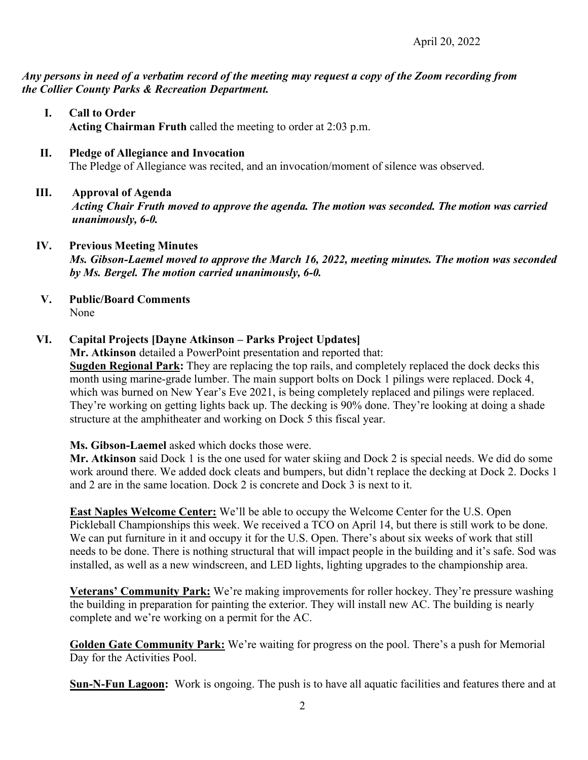April 20, 2022

***Any persons in need of a verbatim record of the meeting may request a copy of the Zoom recording from the Collier County Parks & Recreation Department.***

**I. Call to Order**
**Acting Chairman Fruth** called the meeting to order at 2:03 p.m.

**II. Pledge of Allegiance and Invocation**
The Pledge of Allegiance was recited, and an invocation/moment of silence was observed.

**III. Approval of Agenda**
***Acting Chair Fruth moved to approve the agenda. The motion was seconded. The motion was carried unanimously, 6-0.***

**IV. Previous Meeting Minutes**
***Ms. Gibson-Laemel moved to approve the March 16, 2022, meeting minutes. The motion was seconded by Ms. Bergel. The motion carried unanimously, 6-0.***

**V. Public/Board Comments**
None

**VI. Capital Projects [Dayne Atkinson – Parks Project Updates]**
**Mr. Atkinson** detailed a PowerPoint presentation and reported that:
**Sugden Regional Park:** They are replacing the top rails, and completely replaced the dock decks this month using marine-grade lumber. The main support bolts on Dock 1 pilings were replaced. Dock 4, which was burned on New Year's Eve 2021, is being completely replaced and pilings were replaced. They're working on getting lights back up. The decking is 90% done. They're looking at doing a shade structure at the amphitheater and working on Dock 5 this fiscal year.

**Ms. Gibson-Laemel** asked which docks those were.
**Mr. Atkinson** said Dock 1 is the one used for water skiing and Dock 2 is special needs. We did do some work around there. We added dock cleats and bumpers, but didn't replace the decking at Dock 2. Docks 1 and 2 are in the same location. Dock 2 is concrete and Dock 3 is next to it.

**East Naples Welcome Center:** We'll be able to occupy the Welcome Center for the U.S. Open Pickleball Championships this week. We received a TCO on April 14, but there is still work to be done. We can put furniture in it and occupy it for the U.S. Open. There's about six weeks of work that still needs to be done. There is nothing structural that will impact people in the building and it's safe. Sod was installed, as well as a new windscreen, and LED lights, lighting upgrades to the championship area.

**Veterans' Community Park:** We're making improvements for roller hockey. They're pressure washing the building in preparation for painting the exterior. They will install new AC. The building is nearly complete and we're working on a permit for the AC.

**Golden Gate Community Park:** We're waiting for progress on the pool. There's a push for Memorial Day for the Activities Pool.

**Sun-N-Fun Lagoon:** Work is ongoing. The push is to have all aquatic facilities and features there and at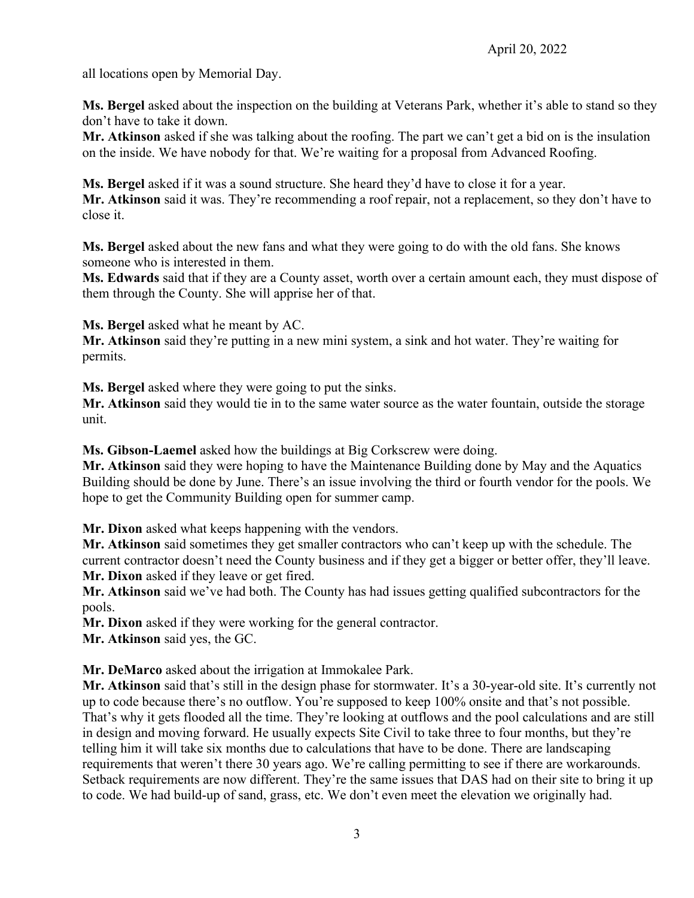all locations open by Memorial Day.

**Ms. Bergel** asked about the inspection on the building at Veterans Park, whether it's able to stand so they don't have to take it down.
**Mr. Atkinson** asked if she was talking about the roofing. The part we can't get a bid on is the insulation on the inside. We have nobody for that. We're waiting for a proposal from Advanced Roofing.

**Ms. Bergel** asked if it was a sound structure. She heard they'd have to close it for a year.
**Mr. Atkinson** said it was. They're recommending a roof repair, not a replacement, so they don't have to close it.

**Ms. Bergel** asked about the new fans and what they were going to do with the old fans. She knows someone who is interested in them.
**Ms. Edwards** said that if they are a County asset, worth over a certain amount each, they must dispose of them through the County. She will apprise her of that.

**Ms. Bergel** asked what he meant by AC.
**Mr. Atkinson** said they're putting in a new mini system, a sink and hot water. They're waiting for permits.

**Ms. Bergel** asked where they were going to put the sinks.
**Mr. Atkinson** said they would tie in to the same water source as the water fountain, outside the storage unit.

**Ms. Gibson-Laemel** asked how the buildings at Big Corkscrew were doing.
**Mr. Atkinson** said they were hoping to have the Maintenance Building done by May and the Aquatics Building should be done by June. There's an issue involving the third or fourth vendor for the pools. We hope to get the Community Building open for summer camp.

**Mr. Dixon** asked what keeps happening with the vendors.
**Mr. Atkinson** said sometimes they get smaller contractors who can't keep up with the schedule. The current contractor doesn't need the County business and if they get a bigger or better offer, they'll leave.
**Mr. Dixon** asked if they leave or get fired.
**Mr. Atkinson** said we've had both. The County has had issues getting qualified subcontractors for the pools.
**Mr. Dixon** asked if they were working for the general contractor.
**Mr. Atkinson** said yes, the GC.

**Mr. DeMarco** asked about the irrigation at Immokalee Park.
**Mr. Atkinson** said that's still in the design phase for stormwater. It's a 30-year-old site. It's currently not up to code because there's no outflow. You're supposed to keep 100% onsite and that's not possible. That's why it gets flooded all the time. They're looking at outflows and the pool calculations and are still in design and moving forward. He usually expects Site Civil to take three to four months, but they're telling him it will take six months due to calculations that have to be done. There are landscaping requirements that weren't there 30 years ago. We're calling permitting to see if there are workarounds. Setback requirements are now different. They're the same issues that DAS had on their site to bring it up to code. We had build-up of sand, grass, etc. We don't even meet the elevation we originally had.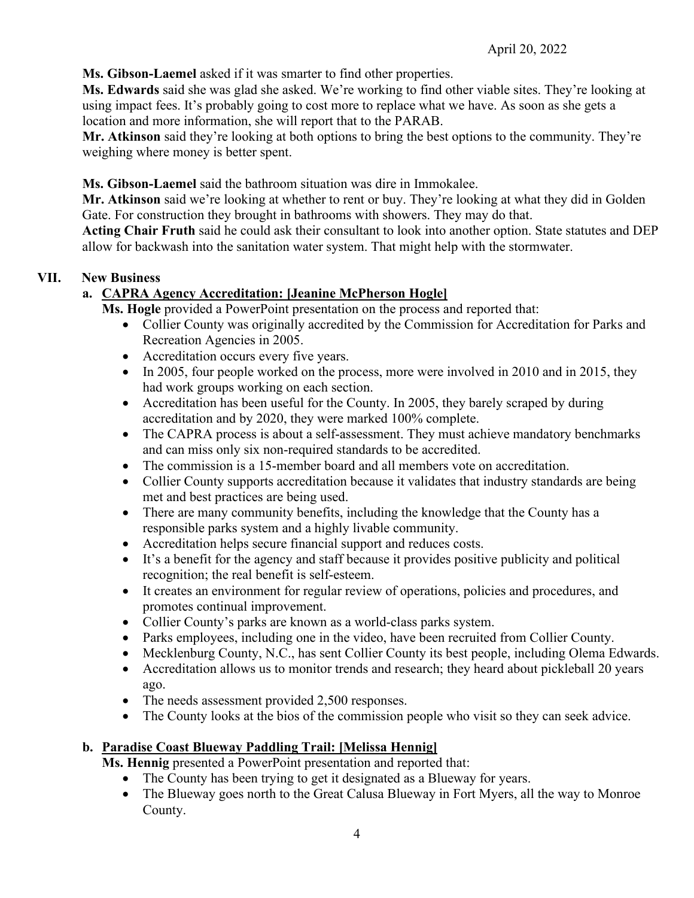**Ms. Gibson-Laemel** asked if it was smarter to find other properties.

**Ms. Edwards** said she was glad she asked. We're working to find other viable sites. They're looking at using impact fees. It's probably going to cost more to replace what we have. As soon as she gets a location and more information, she will report that to the PARAB.

**Mr. Atkinson** said they're looking at both options to bring the best options to the community. They're weighing where money is better spent.

**Ms. Gibson-Laemel** said the bathroom situation was dire in Immokalee.

**Mr. Atkinson** said we're looking at whether to rent or buy. They're looking at what they did in Golden Gate. For construction they brought in bathrooms with showers. They may do that.

**Acting Chair Fruth** said he could ask their consultant to look into another option. State statutes and DEP allow for backwash into the sanitation water system. That might help with the stormwater.

## VII. New Business

### a. CAPRA Agency Accreditation: [Jeanine McPherson Hogle]

**Ms. Hogle** provided a PowerPoint presentation on the process and reported that:

- Collier County was originally accredited by the Commission for Accreditation for Parks and Recreation Agencies in 2005.
- Accreditation occurs every five years.
- In 2005, four people worked on the process, more were involved in 2010 and in 2015, they had work groups working on each section.
- Accreditation has been useful for the County. In 2005, they barely scraped by during accreditation and by 2020, they were marked 100% complete.
- The CAPRA process is about a self-assessment. They must achieve mandatory benchmarks and can miss only six non-required standards to be accredited.
- The commission is a 15-member board and all members vote on accreditation.
- Collier County supports accreditation because it validates that industry standards are being met and best practices are being used.
- There are many community benefits, including the knowledge that the County has a responsible parks system and a highly livable community.
- Accreditation helps secure financial support and reduces costs.
- It's a benefit for the agency and staff because it provides positive publicity and political recognition; the real benefit is self-esteem.
- It creates an environment for regular review of operations, policies and procedures, and promotes continual improvement.
- Collier County's parks are known as a world-class parks system.
- Parks employees, including one in the video, have been recruited from Collier County.
- Mecklenburg County, N.C., has sent Collier County its best people, including Olema Edwards.
- Accreditation allows us to monitor trends and research; they heard about pickleball 20 years ago.
- The needs assessment provided 2,500 responses.
- The County looks at the bios of the commission people who visit so they can seek advice.

### b. Paradise Coast Blueway Paddling Trail: [Melissa Hennig]

**Ms. Hennig** presented a PowerPoint presentation and reported that:

- The County has been trying to get it designated as a Blueway for years.
- The Blueway goes north to the Great Calusa Blueway in Fort Myers, all the way to Monroe County.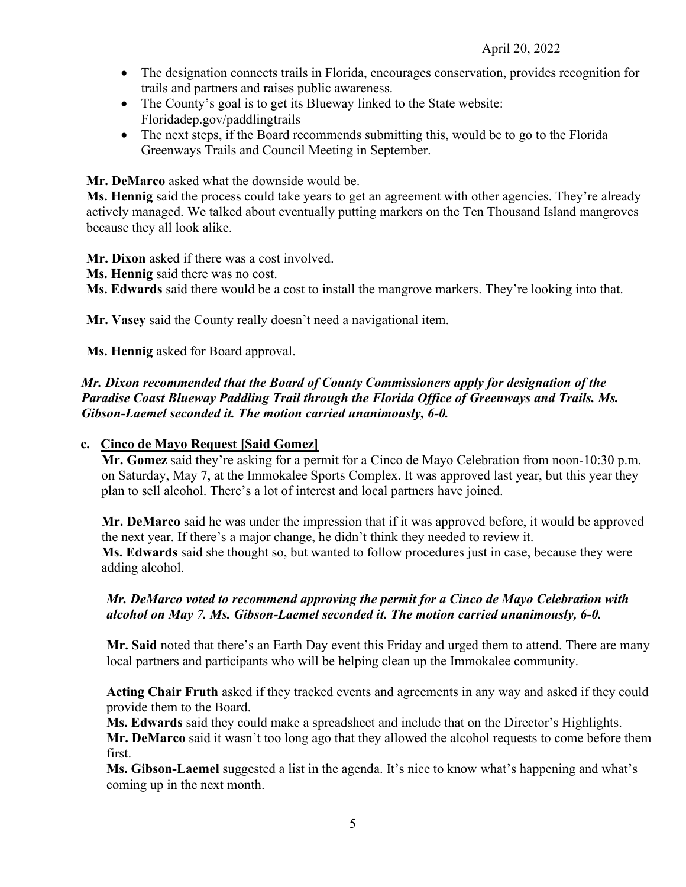- The designation connects trails in Florida, encourages conservation, provides recognition for trails and partners and raises public awareness.
- The County's goal is to get its Blueway linked to the State website: Floridadep.gov/paddlingtrails
- The next steps, if the Board recommends submitting this, would be to go to the Florida Greenways Trails and Council Meeting in September.

**Mr. DeMarco** asked what the downside would be.
**Ms. Hennig** said the process could take years to get an agreement with other agencies. They're already actively managed. We talked about eventually putting markers on the Ten Thousand Island mangroves because they all look alike.

**Mr. Dixon** asked if there was a cost involved.
**Ms. Hennig** said there was no cost.
**Ms. Edwards** said there would be a cost to install the mangrove markers. They're looking into that.

**Mr. Vasey** said the County really doesn't need a navigational item.

**Ms. Hennig** asked for Board approval.

***Mr. Dixon recommended that the Board of County Commissioners apply for designation of the Paradise Coast Blueway Paddling Trail through the Florida Office of Greenways and Trails. Ms. Gibson-Laemel seconded it. The motion carried unanimously, 6-0.***

**c. Cinco de Mayo Request [Said Gomez]**

**Mr. Gomez** said they're asking for a permit for a Cinco de Mayo Celebration from noon-10:30 p.m. on Saturday, May 7, at the Immokalee Sports Complex. It was approved last year, but this year they plan to sell alcohol. There's a lot of interest and local partners have joined.

**Mr. DeMarco** said he was under the impression that if it was approved before, it would be approved the next year. If there's a major change, he didn't think they needed to review it.
**Ms. Edwards** said she thought so, but wanted to follow procedures just in case, because they were adding alcohol.

***Mr. DeMarco voted to recommend approving the permit for a Cinco de Mayo Celebration with alcohol on May 7. Ms. Gibson-Laemel seconded it. The motion carried unanimously, 6-0.***

**Mr. Said** noted that there's an Earth Day event this Friday and urged them to attend. There are many local partners and participants who will be helping clean up the Immokalee community.

**Acting Chair Fruth** asked if they tracked events and agreements in any way and asked if they could provide them to the Board.
**Ms. Edwards** said they could make a spreadsheet and include that on the Director's Highlights.
**Mr. DeMarco** said it wasn't too long ago that they allowed the alcohol requests to come before them first.
**Ms. Gibson-Laemel** suggested a list in the agenda. It's nice to know what's happening and what's coming up in the next month.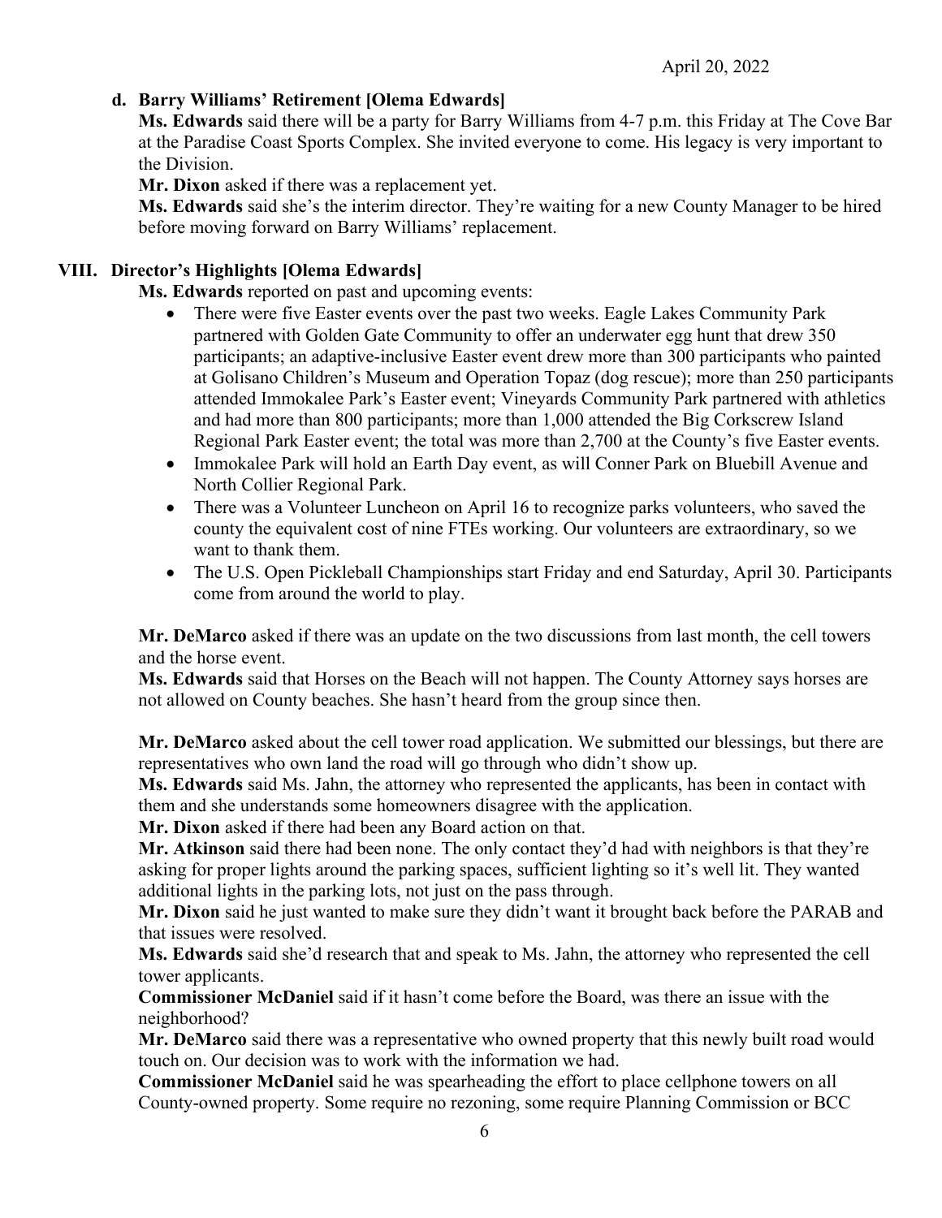**d. Barry Williams' Retirement [Olema Edwards]**

**Ms. Edwards** said there will be a party for Barry Williams from 4-7 p.m. this Friday at The Cove Bar at the Paradise Coast Sports Complex. She invited everyone to come. His legacy is very important to the Division.

**Mr. Dixon** asked if there was a replacement yet.

**Ms. Edwards** said she's the interim director. They're waiting for a new County Manager to be hired before moving forward on Barry Williams' replacement.

## VIII. Director's Highlights [Olema Edwards]

**Ms. Edwards** reported on past and upcoming events:

- There were five Easter events over the past two weeks. Eagle Lakes Community Park partnered with Golden Gate Community to offer an underwater egg hunt that drew 350 participants; an adaptive-inclusive Easter event drew more than 300 participants who painted at Golisano Children's Museum and Operation Topaz (dog rescue); more than 250 participants attended Immokalee Park's Easter event; Vineyards Community Park partnered with athletics and had more than 800 participants; more than 1,000 attended the Big Corkscrew Island Regional Park Easter event; the total was more than 2,700 at the County's five Easter events.
- Immokalee Park will hold an Earth Day event, as will Conner Park on Bluebill Avenue and North Collier Regional Park.
- There was a Volunteer Luncheon on April 16 to recognize parks volunteers, who saved the county the equivalent cost of nine FTEs working. Our volunteers are extraordinary, so we want to thank them.
- The U.S. Open Pickleball Championships start Friday and end Saturday, April 30. Participants come from around the world to play.

**Mr. DeMarco** asked if there was an update on the two discussions from last month, the cell towers and the horse event.

**Ms. Edwards** said that Horses on the Beach will not happen. The County Attorney says horses are not allowed on County beaches. She hasn't heard from the group since then.

**Mr. DeMarco** asked about the cell tower road application. We submitted our blessings, but there are representatives who own land the road will go through who didn't show up.

**Ms. Edwards** said Ms. Jahn, the attorney who represented the applicants, has been in contact with them and she understands some homeowners disagree with the application.

**Mr. Dixon** asked if there had been any Board action on that.

**Mr. Atkinson** said there had been none. The only contact they'd had with neighbors is that they're asking for proper lights around the parking spaces, sufficient lighting so it's well lit. They wanted additional lights in the parking lots, not just on the pass through.

**Mr. Dixon** said he just wanted to make sure they didn't want it brought back before the PARAB and that issues were resolved.

**Ms. Edwards** said she'd research that and speak to Ms. Jahn, the attorney who represented the cell tower applicants.

**Commissioner McDaniel** said if it hasn't come before the Board, was there an issue with the neighborhood?

**Mr. DeMarco** said there was a representative who owned property that this newly built road would touch on. Our decision was to work with the information we had.

**Commissioner McDaniel** said he was spearheading the effort to place cellphone towers on all County-owned property. Some require no rezoning, some require Planning Commission or BCC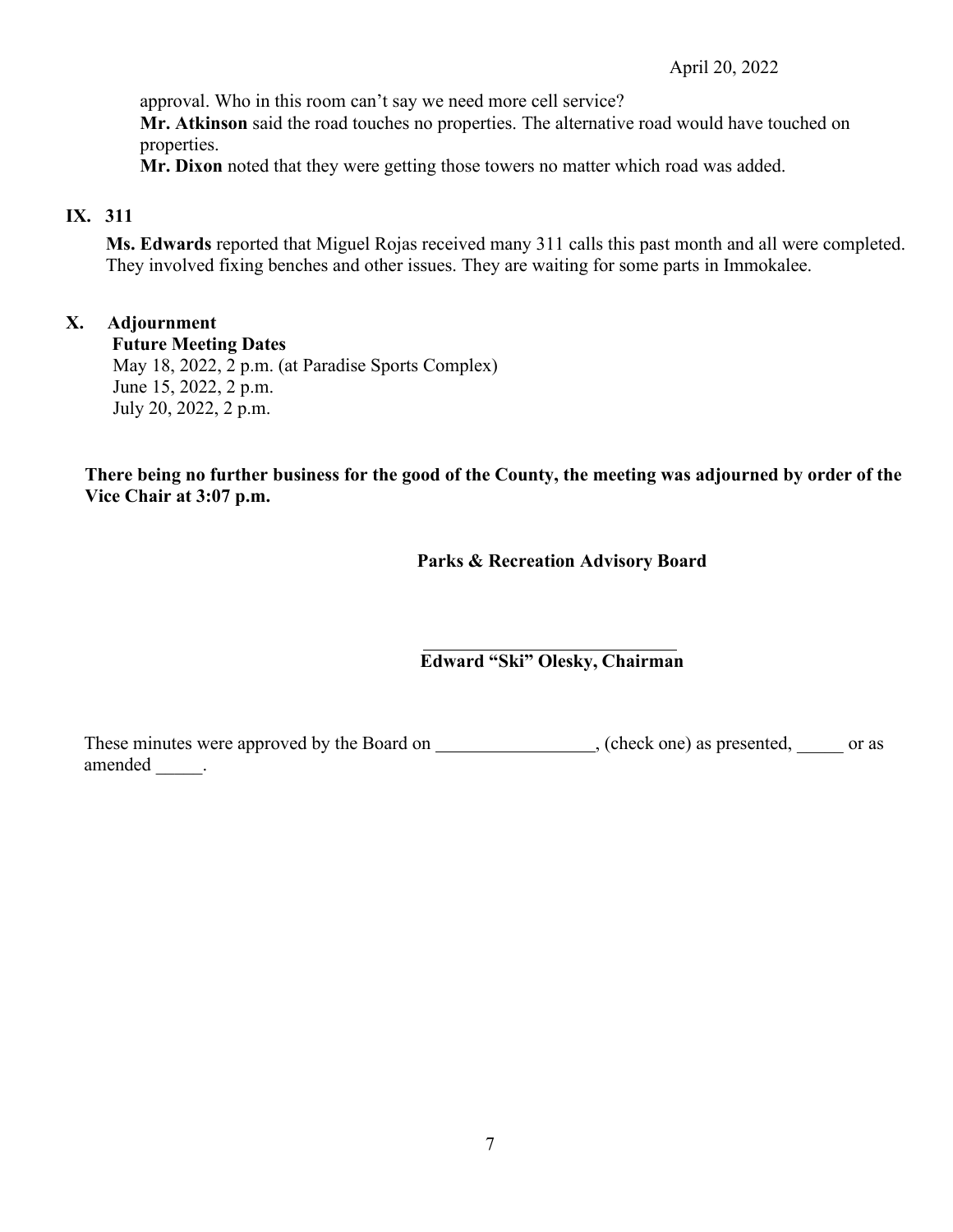approval. Who in this room can't say we need more cell service?

**Mr. Atkinson** said the road touches no properties. The alternative road would have touched on properties.

**Mr. Dixon** noted that they were getting those towers no matter which road was added.

## IX. 311

**Ms. Edwards** reported that Miguel Rojas received many 311 calls this past month and all were completed. They involved fixing benches and other issues. They are waiting for some parts in Immokalee.

## X. Adjournment

**Future Meeting Dates**

May 18, 2022, 2 p.m. (at Paradise Sports Complex)
June 15, 2022, 2 p.m.
July 20, 2022, 2 p.m.

**There being no further business for the good of the County, the meeting was adjourned by order of the Vice Chair at 3:07 p.m.**

**Parks & Recreation Advisory Board**

\_\_\_\_\_\_\_\_\_\_\_\_\_\_\_\_\_\_\_\_\_\_\_\_\_\_\_\_

**Edward "Ski" Olesky, Chairman**

These minutes were approved by the Board on \_\_\_\_\_\_\_\_\_\_\_\_\_\_\_\_\_, (check one) as presented, \_\_\_\_\_ or as amended \_\_\_\_\_.